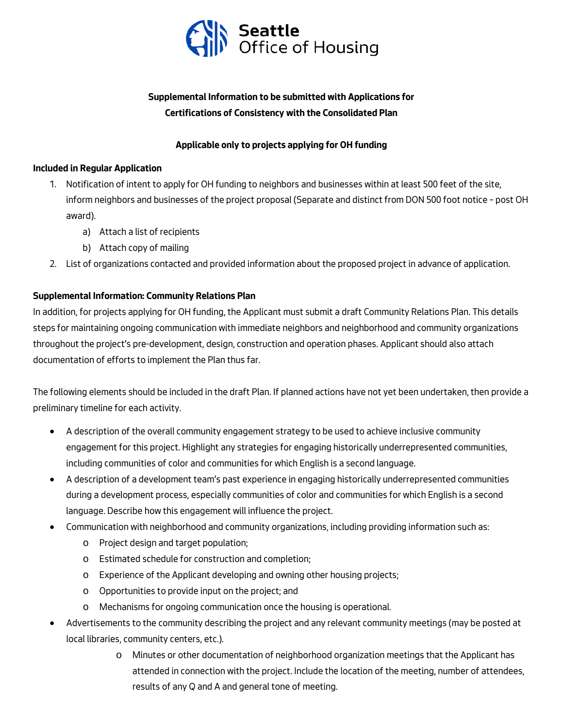Seattle Office of Housing

**Supplemental Information to be submitted with Applications for Certifications of Consistency with the Consolidated Plan**

**Applicable only to projects applying for OH funding**

**Included in Regular Application**

1. Notification of intent to apply for OH funding to neighbors and businesses within at least 500 feet of the site, inform neighbors and businesses of the project proposal (Separate and distinct from DON 500 foot notice – post OH award).
   a) Attach a list of recipients
   b) Attach copy of mailing
2. List of organizations contacted and provided information about the proposed project in advance of application.

**Supplemental Information: Community Relations Plan**

In addition, for projects applying for OH funding, the Applicant must submit a draft Community Relations Plan. This details steps for maintaining ongoing communication with immediate neighbors and neighborhood and community organizations throughout the project's pre-development, design, construction and operation phases. Applicant should also attach documentation of efforts to implement the Plan thus far.

The following elements should be included in the draft Plan. If planned actions have not yet been undertaken, then provide a preliminary timeline for each activity.

- A description of the overall community engagement strategy to be used to achieve inclusive community engagement for this project. Highlight any strategies for engaging historically underrepresented communities, including communities of color and communities for which English is a second language.
- A description of a development team's past experience in engaging historically underrepresented communities during a development process, especially communities of color and communities for which English is a second language. Describe how this engagement will influence the project.
- Communication with neighborhood and community organizations, including providing information such as:
  - Project design and target population;
  - Estimated schedule for construction and completion;
  - Experience of the Applicant developing and owning other housing projects;
  - Opportunities to provide input on the project; and
  - Mechanisms for ongoing communication once the housing is operational.
- Advertisements to the community describing the project and any relevant community meetings (may be posted at local libraries, community centers, etc.).
  - Minutes or other documentation of neighborhood organization meetings that the Applicant has attended in connection with the project. Include the location of the meeting, number of attendees, results of any Q and A and general tone of meeting.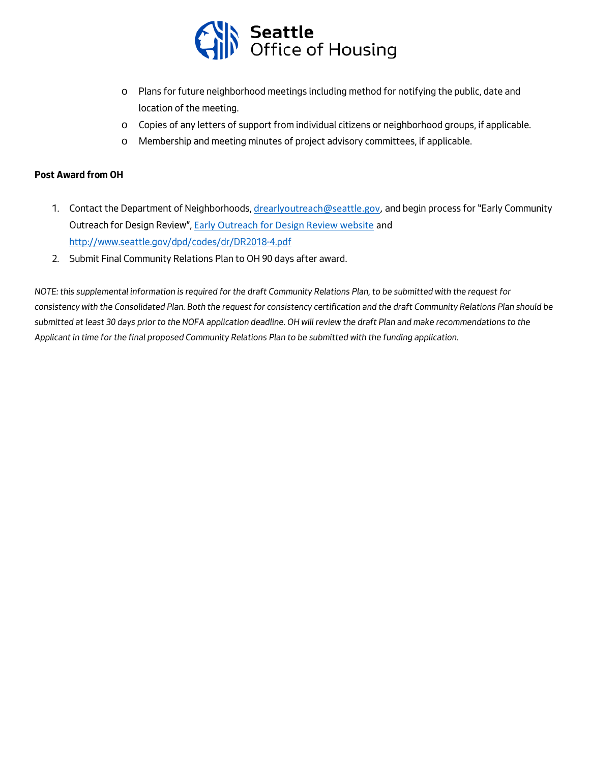- Plans for future neighborhood meetings including method for notifying the public, date and location of the meeting.
- Copies of any letters of support from individual citizens or neighborhood groups, if applicable.
- Membership and meeting minutes of project advisory committees, if applicable.

**Post Award from OH**

1. Contact the Department of Neighborhoods, drearlyoutreach@seattle.gov, and begin process for "Early Community Outreach for Design Review", Early Outreach for Design Review website and http://www.seattle.gov/dpd/codes/dr/DR2018-4.pdf
2. Submit Final Community Relations Plan to OH 90 days after award.

*NOTE: this supplemental information is required for the draft Community Relations Plan, to be submitted with the request for consistency with the Consolidated Plan. Both the request for consistency certification and the draft Community Relations Plan should be submitted at least 30 days prior to the NOFA application deadline. OH will review the draft Plan and make recommendations to the Applicant in time for the final proposed Community Relations Plan to be submitted with the funding application.*